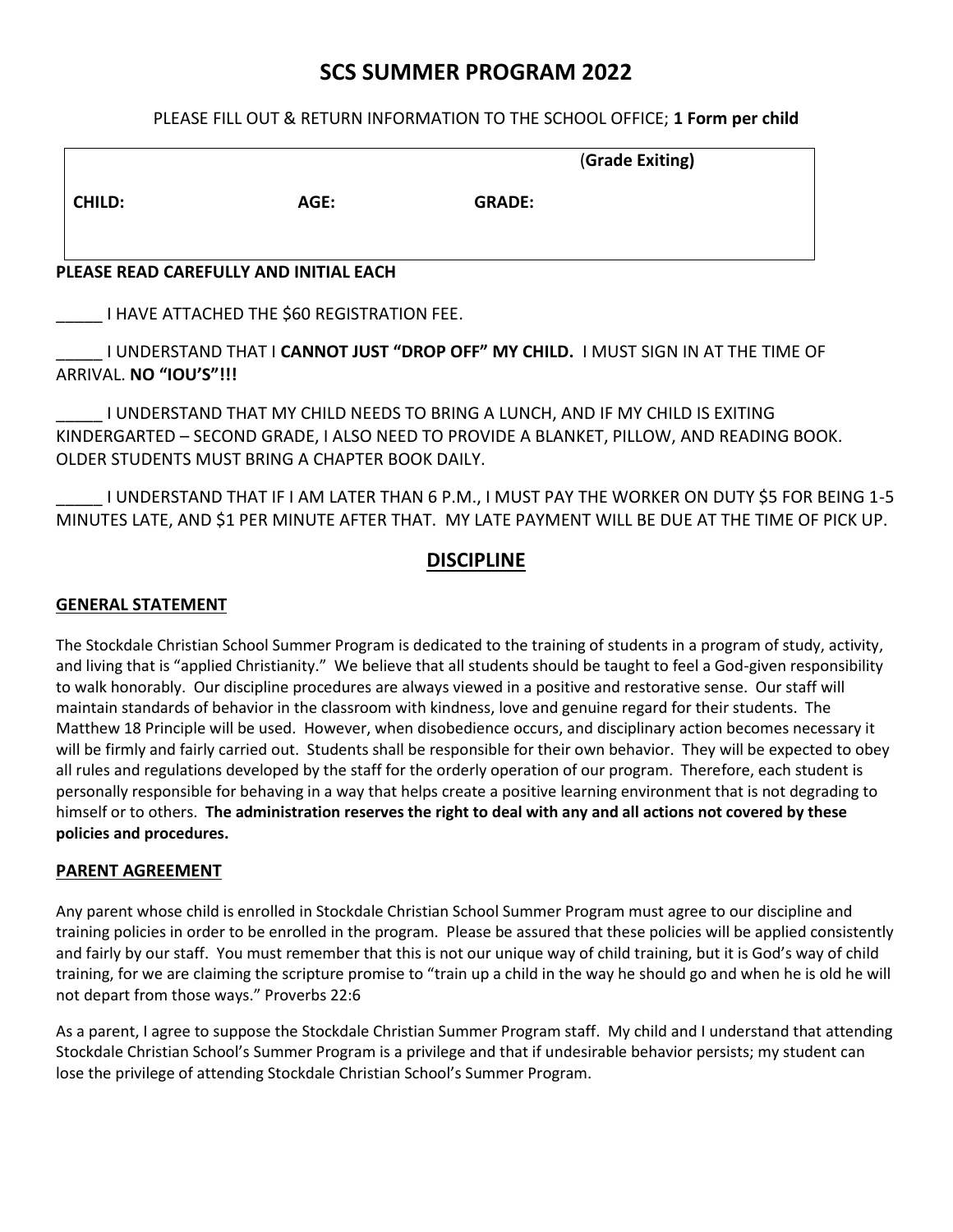# SCS SUMMER PROGRAM 2022

PLEASE FILL OUT & RETURN INFORMATION TO THE SCHOOL OFFICE; **1 Form per child**

| | | | (**Grade Exiting)** |
|---|---|---|---|
| **CHILD:** | **AGE:** | **GRADE:** | |

**PLEASE READ CAREFULLY AND INITIAL EACH**

_____ I HAVE ATTACHED THE $60 REGISTRATION FEE.

_____ I UNDERSTAND THAT I **CANNOT JUST "DROP OFF" MY CHILD.** I MUST SIGN IN AT THE TIME OF ARRIVAL. **NO "IOU'S"!!!**

_____ I UNDERSTAND THAT MY CHILD NEEDS TO BRING A LUNCH, AND IF MY CHILD IS EXITING KINDERGARTED – SECOND GRADE, I ALSO NEED TO PROVIDE A BLANKET, PILLOW, AND READING BOOK. OLDER STUDENTS MUST BRING A CHAPTER BOOK DAILY.

_____ I UNDERSTAND THAT IF I AM LATER THAN 6 P.M., I MUST PAY THE WORKER ON DUTY $5 FOR BEING 1-5 MINUTES LATE, AND $1 PER MINUTE AFTER THAT. MY LATE PAYMENT WILL BE DUE AT THE TIME OF PICK UP.

## DISCIPLINE

### GENERAL STATEMENT

The Stockdale Christian School Summer Program is dedicated to the training of students in a program of study, activity, and living that is "applied Christianity." We believe that all students should be taught to feel a God-given responsibility to walk honorably. Our discipline procedures are always viewed in a positive and restorative sense. Our staff will maintain standards of behavior in the classroom with kindness, love and genuine regard for their students. The Matthew 18 Principle will be used. However, when disobedience occurs, and disciplinary action becomes necessary it will be firmly and fairly carried out. Students shall be responsible for their own behavior. They will be expected to obey all rules and regulations developed by the staff for the orderly operation of our program. Therefore, each student is personally responsible for behaving in a way that helps create a positive learning environment that is not degrading to himself or to others. **The administration reserves the right to deal with any and all actions not covered by these policies and procedures.**

### PARENT AGREEMENT

Any parent whose child is enrolled in Stockdale Christian School Summer Program must agree to our discipline and training policies in order to be enrolled in the program. Please be assured that these policies will be applied consistently and fairly by our staff. You must remember that this is not our unique way of child training, but it is God's way of child training, for we are claiming the scripture promise to "train up a child in the way he should go and when he is old he will not depart from those ways." Proverbs 22:6

As a parent, I agree to suppose the Stockdale Christian Summer Program staff. My child and I understand that attending Stockdale Christian School's Summer Program is a privilege and that if undesirable behavior persists; my student can lose the privilege of attending Stockdale Christian School's Summer Program.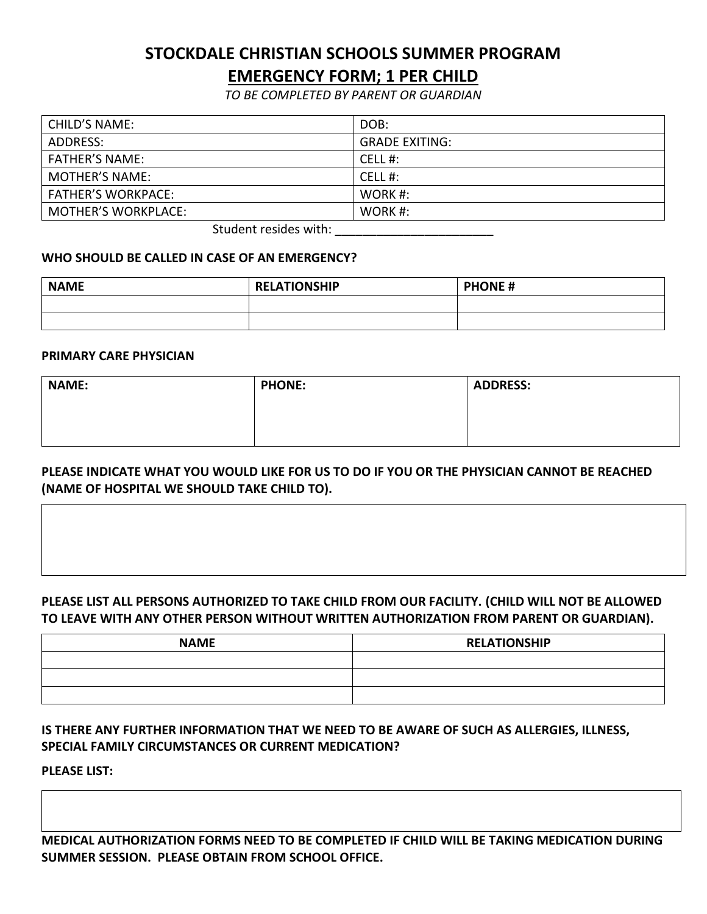# STOCKDALE CHRISTIAN SCHOOLS SUMMER PROGRAM

## EMERGENCY FORM; 1 PER CHILD

*TO BE COMPLETED BY PARENT OR GUARDIAN*

| CHILD'S NAME: | DOB: |
|---|---|
| ADDRESS: | GRADE EXITING: |
| FATHER'S NAME: | CELL #: |
| MOTHER'S NAME: | CELL #: |
| FATHER'S WORKPACE: | WORK #: |
| MOTHER'S WORKPLACE: | WORK #: |

Student resides with: ________________________

**WHO SHOULD BE CALLED IN CASE OF AN EMERGENCY?**

| NAME | RELATIONSHIP | PHONE # |
|---|---|---|
| | | |
| | | |

**PRIMARY CARE PHYSICIAN**

| NAME: | PHONE: | ADDRESS: |
|---|---|---|
| | | |

**PLEASE INDICATE WHAT YOU WOULD LIKE FOR US TO DO IF YOU OR THE PHYSICIAN CANNOT BE REACHED (NAME OF HOSPITAL WE SHOULD TAKE CHILD TO).**

**PLEASE LIST ALL PERSONS AUTHORIZED TO TAKE CHILD FROM OUR FACILITY. (CHILD WILL NOT BE ALLOWED TO LEAVE WITH ANY OTHER PERSON WITHOUT WRITTEN AUTHORIZATION FROM PARENT OR GUARDIAN).**

| NAME | RELATIONSHIP |
|---|---|
| | |
| | |
| | |

**IS THERE ANY FURTHER INFORMATION THAT WE NEED TO BE AWARE OF SUCH AS ALLERGIES, ILLNESS, SPECIAL FAMILY CIRCUMSTANCES OR CURRENT MEDICATION?**

**PLEASE LIST:**

**MEDICAL AUTHORIZATION FORMS NEED TO BE COMPLETED IF CHILD WILL BE TAKING MEDICATION DURING SUMMER SESSION. PLEASE OBTAIN FROM SCHOOL OFFICE.**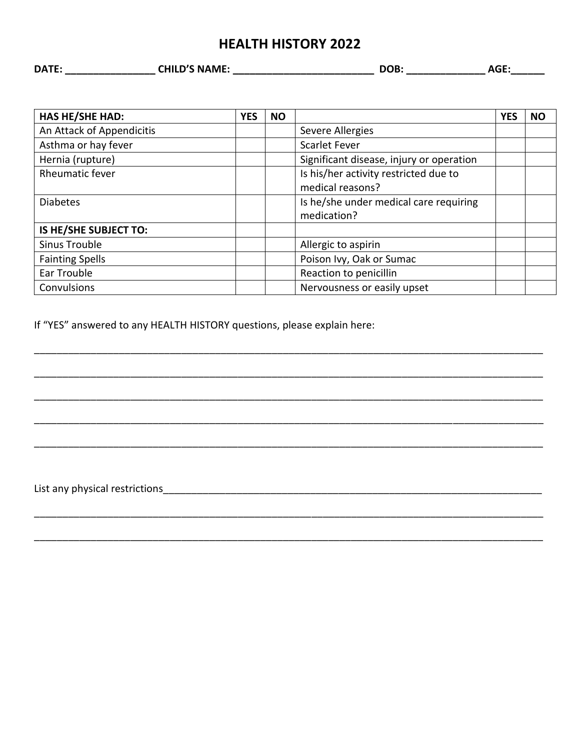# HEALTH HISTORY 2022

**DATE:** ________________ **CHILD'S NAME:** _________________________ **DOB:** ______________ **AGE:**______

| HAS HE/SHE HAD: | YES | NO | | YES | NO |
|---|---|---|---|---|---|
| An Attack of Appendicitis | | | Severe Allergies | | |
| Asthma or hay fever | | | Scarlet Fever | | |
| Hernia (rupture) | | | Significant disease, injury or operation | | |
| Rheumatic fever | | | Is his/her activity restricted due to medical reasons? | | |
| Diabetes | | | Is he/she under medical care requiring medication? | | |
| **IS HE/SHE SUBJECT TO:** | | | | | |
| Sinus Trouble | | | Allergic to aspirin | | |
| Fainting Spells | | | Poison Ivy, Oak or Sumac | | |
| Ear Trouble | | | Reaction to penicillin | | |
| Convulsions | | | Nervousness or easily upset | | |

If "YES" answered to any HEALTH HISTORY questions, please explain here:

_____________________________________________________________________________________________

_____________________________________________________________________________________________

_____________________________________________________________________________________________

_____________________________________________________________________________________________

_____________________________________________________________________________________________

List any physical restrictions_________________________________________________________________

_____________________________________________________________________________________________

_____________________________________________________________________________________________